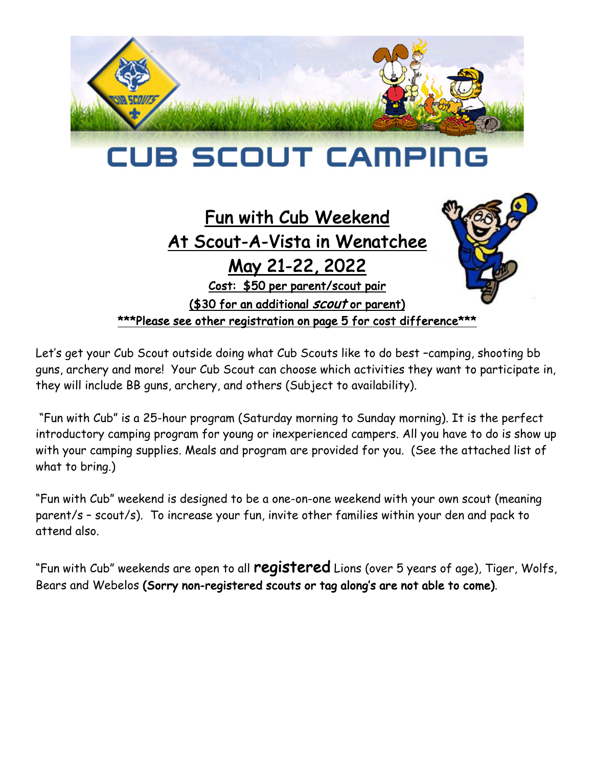# CUB SCOUT CAMPING

## Fun with Cub Weekend
## At Scout-A-Vista in Wenatchee
## May 21-22, 2022

**Cost: $50 per parent/scout pair**

**($30 for an additional *scout* or parent)**

**\*\*\*Please see other registration on page 5 for cost difference\*\*\***

Let's get your Cub Scout outside doing what Cub Scouts like to do best –camping, shooting bb guns, archery and more! Your Cub Scout can choose which activities they want to participate in, they will include BB guns, archery, and others (Subject to availability).

"Fun with Cub" is a 25-hour program (Saturday morning to Sunday morning). It is the perfect introductory camping program for young or inexperienced campers. All you have to do is show up with your camping supplies. Meals and program are provided for you. (See the attached list of what to bring.)

"Fun with Cub" weekend is designed to be a one-on-one weekend with your own scout (meaning parent/s – scout/s). To increase your fun, invite other families within your den and pack to attend also.

"Fun with Cub" weekends are open to all **registered** Lions (over 5 years of age), Tiger, Wolfs, Bears and Webelos **(Sorry non-registered scouts or tag along's are not able to come)**.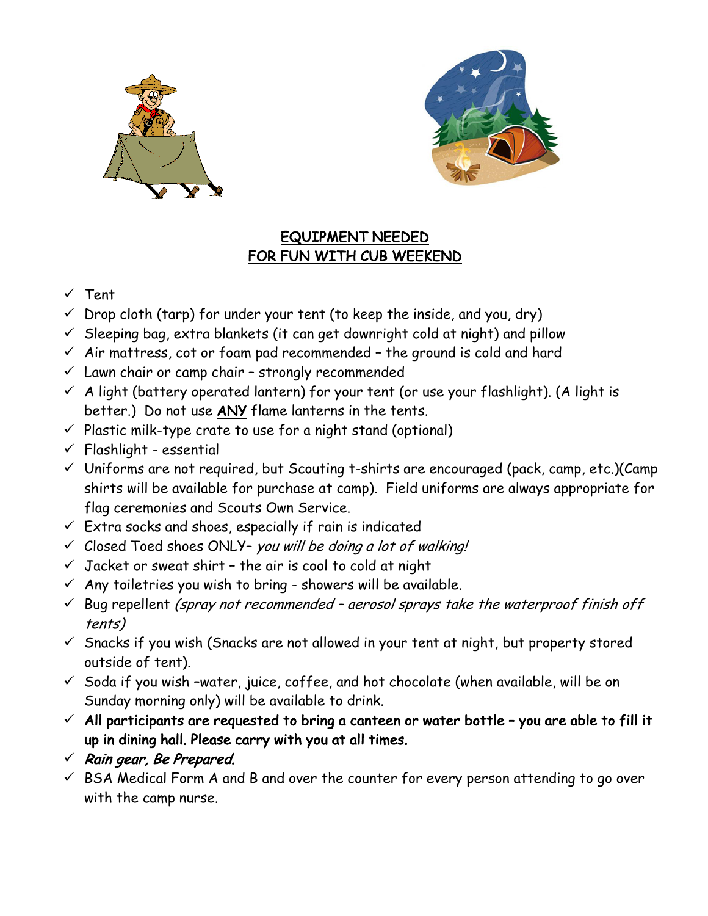## EQUIPMENT NEEDED
## FOR FUN WITH CUB WEEKEND

- ✓ Tent
- ✓ Drop cloth (tarp) for under your tent (to keep the inside, and you, dry)
- ✓ Sleeping bag, extra blankets (it can get downright cold at night) and pillow
- ✓ Air mattress, cot or foam pad recommended – the ground is cold and hard
- ✓ Lawn chair or camp chair – strongly recommended
- ✓ A light (battery operated lantern) for your tent (or use your flashlight). (A light is better.) Do not use **ANY** flame lanterns in the tents.
- ✓ Plastic milk-type crate to use for a night stand (optional)
- ✓ Flashlight - essential
- ✓ Uniforms are not required, but Scouting t-shirts are encouraged (pack, camp, etc.)(Camp shirts will be available for purchase at camp). Field uniforms are always appropriate for flag ceremonies and Scouts Own Service.
- ✓ Extra socks and shoes, especially if rain is indicated
- ✓ Closed Toed shoes ONLY– *you will be doing a lot of walking!*
- ✓ Jacket or sweat shirt – the air is cool to cold at night
- ✓ Any toiletries you wish to bring - showers will be available.
- ✓ Bug repellent *(spray not recommended – aerosol sprays take the waterproof finish off tents)*
- ✓ Snacks if you wish (Snacks are not allowed in your tent at night, but property stored outside of tent).
- ✓ Soda if you wish –water, juice, coffee, and hot chocolate (when available, will be on Sunday morning only) will be available to drink.
- ✓ **All participants are requested to bring a canteen or water bottle – you are able to fill it up in dining hall. Please carry with you at all times.**
- ✓ ***Rain gear, Be Prepared.***
- ✓ BSA Medical Form A and B and over the counter for every person attending to go over with the camp nurse.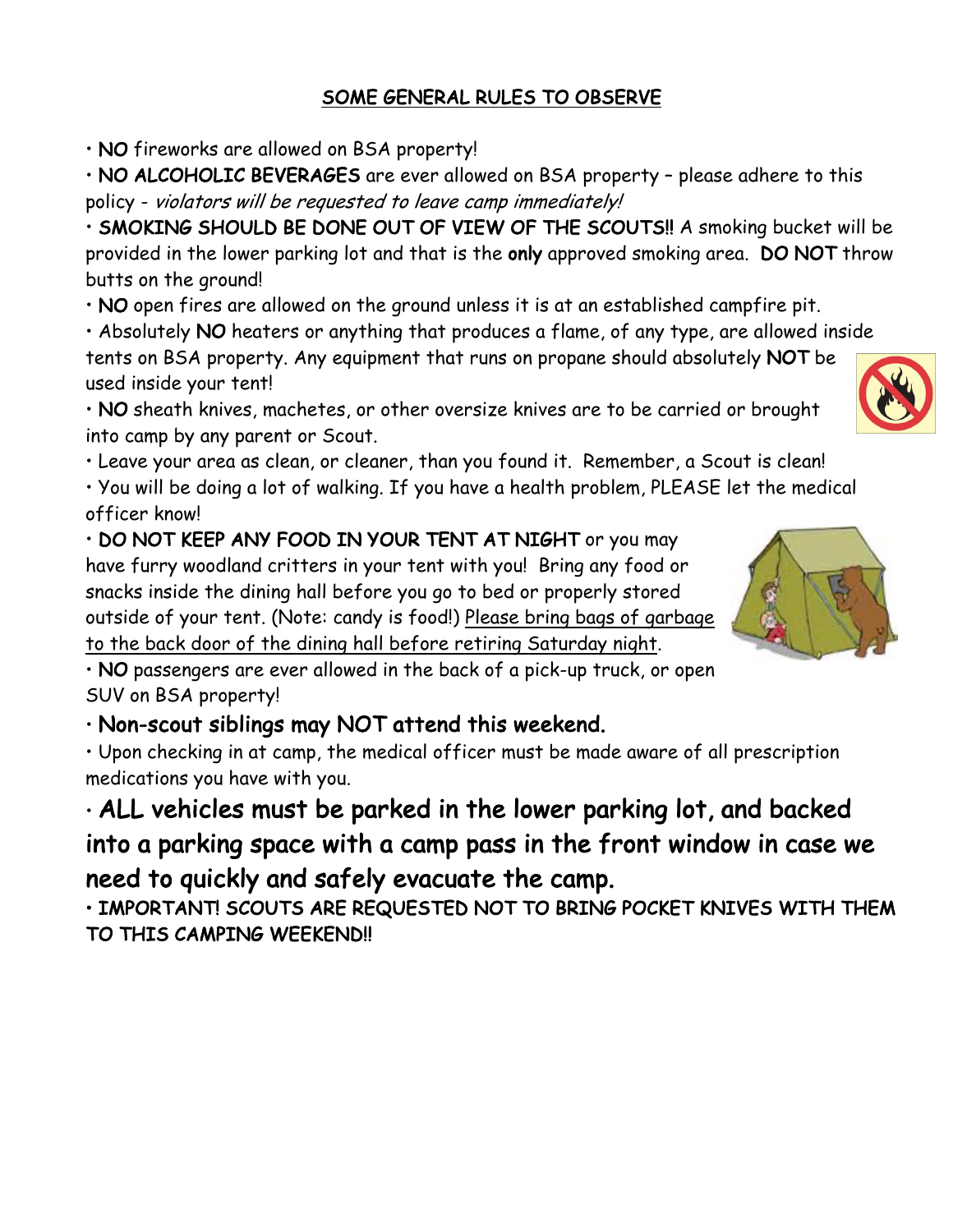## SOME GENERAL RULES TO OBSERVE

- **NO** fireworks are allowed on BSA property!
- **NO ALCOHOLIC BEVERAGES** are ever allowed on BSA property – please adhere to this policy - *violators will be requested to leave camp immediately!*
- **SMOKING SHOULD BE DONE OUT OF VIEW OF THE SCOUTS!!** A smoking bucket will be provided in the lower parking lot and that is the **only** approved smoking area. **DO NOT** throw butts on the ground!
- **NO** open fires are allowed on the ground unless it is at an established campfire pit.
- Absolutely **NO** heaters or anything that produces a flame, of any type, are allowed inside tents on BSA property. Any equipment that runs on propane should absolutely **NOT** be used inside your tent!
- **NO** sheath knives, machetes, or other oversize knives are to be carried or brought into camp by any parent or Scout.
- Leave your area as clean, or cleaner, than you found it. Remember, a Scout is clean!
- You will be doing a lot of walking. If you have a health problem, PLEASE let the medical officer know!
- **DO NOT KEEP ANY FOOD IN YOUR TENT AT NIGHT** or you may have furry woodland critters in your tent with you! Bring any food or snacks inside the dining hall before you go to bed or properly stored outside of your tent. (Note: candy is food!) Please bring bags of garbage to the back door of the dining hall before retiring Saturday night.
- **NO** passengers are ever allowed in the back of a pick-up truck, or open SUV on BSA property!
- **Non-scout siblings may NOT attend this weekend.**
- Upon checking in at camp, the medical officer must be made aware of all prescription medications you have with you.
- **ALL vehicles must be parked in the lower parking lot, and backed into a parking space with a camp pass in the front window in case we need to quickly and safely evacuate the camp.**
- **IMPORTANT! SCOUTS ARE REQUESTED NOT TO BRING POCKET KNIVES WITH THEM TO THIS CAMPING WEEKEND!!**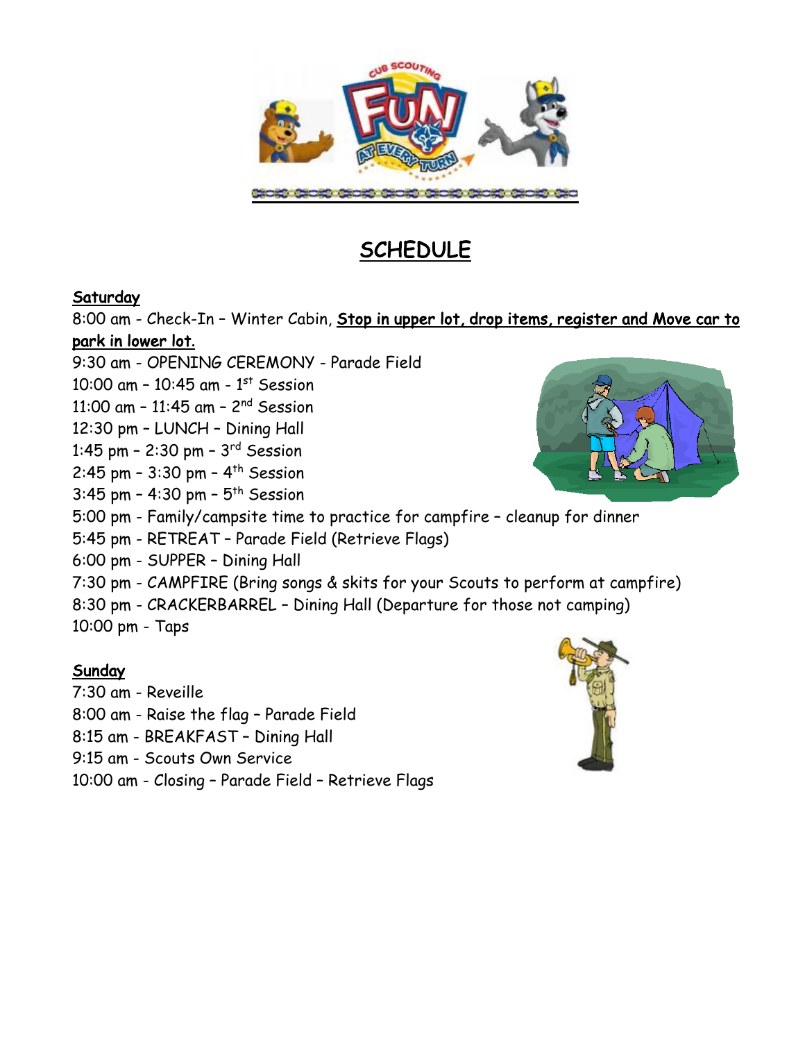# SCHEDULE

**Saturday**

8:00 am - Check-In – Winter Cabin, **Stop in upper lot, drop items, register and Move car to park in lower lot.**

9:30 am - OPENING CEREMONY - Parade Field

10:00 am – 10:45 am - 1st Session

11:00 am – 11:45 am – 2nd Session

12:30 pm – LUNCH – Dining Hall

1:45 pm – 2:30 pm – 3rd Session

2:45 pm – 3:30 pm – 4th Session

3:45 pm – 4:30 pm – 5th Session

5:00 pm - Family/campsite time to practice for campfire – cleanup for dinner

5:45 pm - RETREAT – Parade Field (Retrieve Flags)

6:00 pm - SUPPER – Dining Hall

7:30 pm - CAMPFIRE (Bring songs & skits for your Scouts to perform at campfire)

8:30 pm - CRACKERBARREL – Dining Hall (Departure for those not camping)

10:00 pm - Taps

**Sunday**

7:30 am - Reveille

8:00 am - Raise the flag – Parade Field

8:15 am - BREAKFAST – Dining Hall

9:15 am - Scouts Own Service

10:00 am - Closing – Parade Field – Retrieve Flags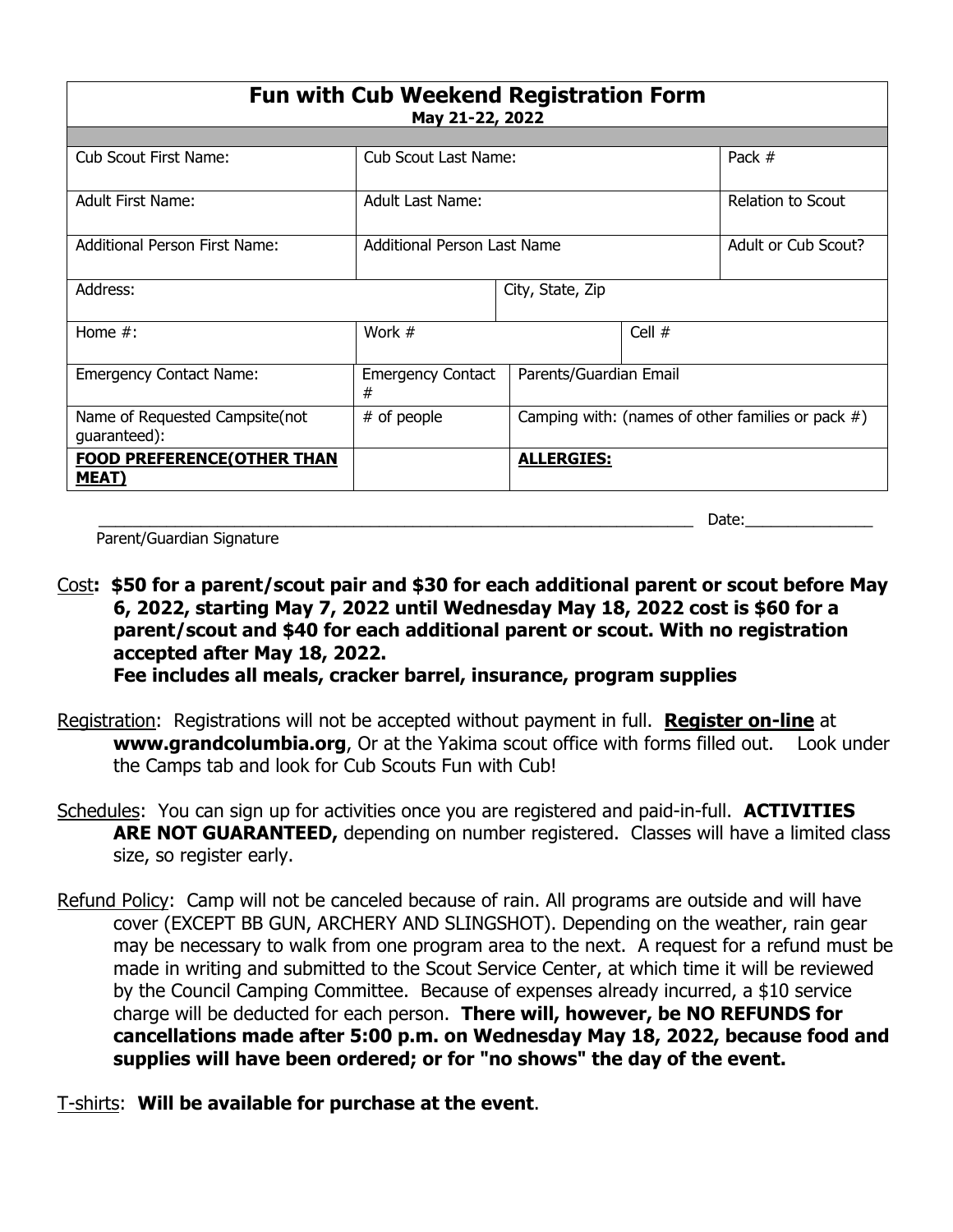# Fun with Cub Weekend Registration Form

**May 21-22, 2022**

| Cub Scout First Name: | Cub Scout Last Name: | | | Pack # |
|---|---|---|---|---|
| Adult First Name: | Adult Last Name: | | | Relation to Scout |
| Additional Person First Name: | Additional Person Last Name | | | Adult or Cub Scout? |
| Address: | | City, State, Zip | | |
| Home #: | Work # | | Cell # | |
| Emergency Contact Name: | Emergency Contact # | Parents/Guardian Email | | |
| Name of Requested Campsite(not guaranteed): | # of people | Camping with: (names of other families or pack #) | | |
| **FOOD PREFERENCE(OTHER THAN MEAT)** | | **ALLERGIES:** | | |

______________________________________________________________________ Date:_______________

Parent/Guardian Signature

Cost**: $50 for a parent/scout pair and $30 for each additional parent or scout before May 6, 2022, starting May 7, 2022 until Wednesday May 18, 2022 cost is $60 for a parent/scout and $40 for each additional parent or scout. With no registration accepted after May 18, 2022.**
**Fee includes all meals, cracker barrel, insurance, program supplies**

Registration: Registrations will not be accepted without payment in full. **Register on-line** at **www.grandcolumbia.org**, Or at the Yakima scout office with forms filled out. Look under the Camps tab and look for Cub Scouts Fun with Cub!

Schedules: You can sign up for activities once you are registered and paid-in-full. **ACTIVITIES ARE NOT GUARANTEED,** depending on number registered. Classes will have a limited class size, so register early.

Refund Policy: Camp will not be canceled because of rain. All programs are outside and will have cover (EXCEPT BB GUN, ARCHERY AND SLINGSHOT). Depending on the weather, rain gear may be necessary to walk from one program area to the next. A request for a refund must be made in writing and submitted to the Scout Service Center, at which time it will be reviewed by the Council Camping Committee. Because of expenses already incurred, a $10 service charge will be deducted for each person. **There will, however, be NO REFUNDS for cancellations made after 5:00 p.m. on Wednesday May 18, 2022, because food and supplies will have been ordered; or for "no shows" the day of the event.**

T-shirts: **Will be available for purchase at the event**.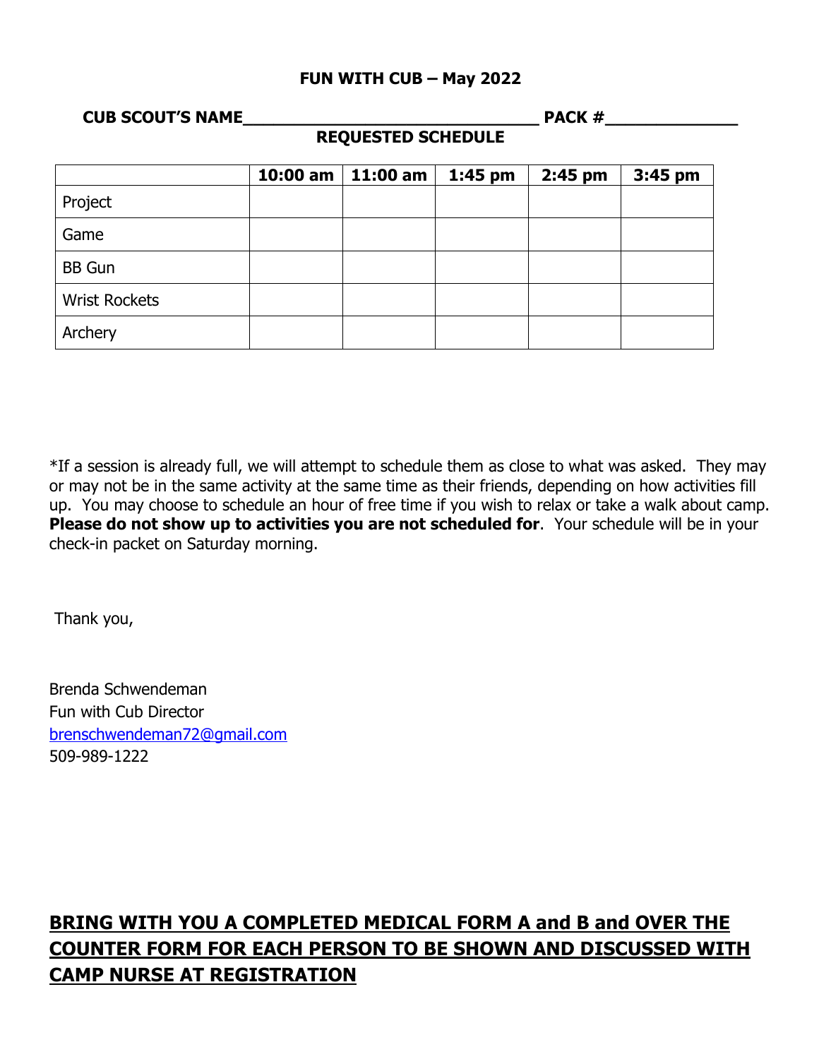**FUN WITH CUB – May 2022**

**CUB SCOUT'S NAME_______________________________ PACK #_____________**

**REQUESTED SCHEDULE**

| | **10:00 am** | **11:00 am** | **1:45 pm** | **2:45 pm** | **3:45 pm** |
|---|---|---|---|---|---|
| Project | | | | | |
| Game | | | | | |
| BB Gun | | | | | |
| Wrist Rockets | | | | | |
| Archery | | | | | |

*If a session is already full, we will attempt to schedule them as close to what was asked. They may or may not be in the same activity at the same time as their friends, depending on how activities fill up. You may choose to schedule an hour of free time if you wish to relax or take a walk about camp. **Please do not show up to activities you are not scheduled for**. Your schedule will be in your check-in packet on Saturday morning.

Thank you,

Brenda Schwendeman
Fun with Cub Director
brenschwendeman72@gmail.com
509-989-1222

**BRING WITH YOU A COMPLETED MEDICAL FORM A and B and OVER THE COUNTER FORM FOR EACH PERSON TO BE SHOWN AND DISCUSSED WITH CAMP NURSE AT REGISTRATION**